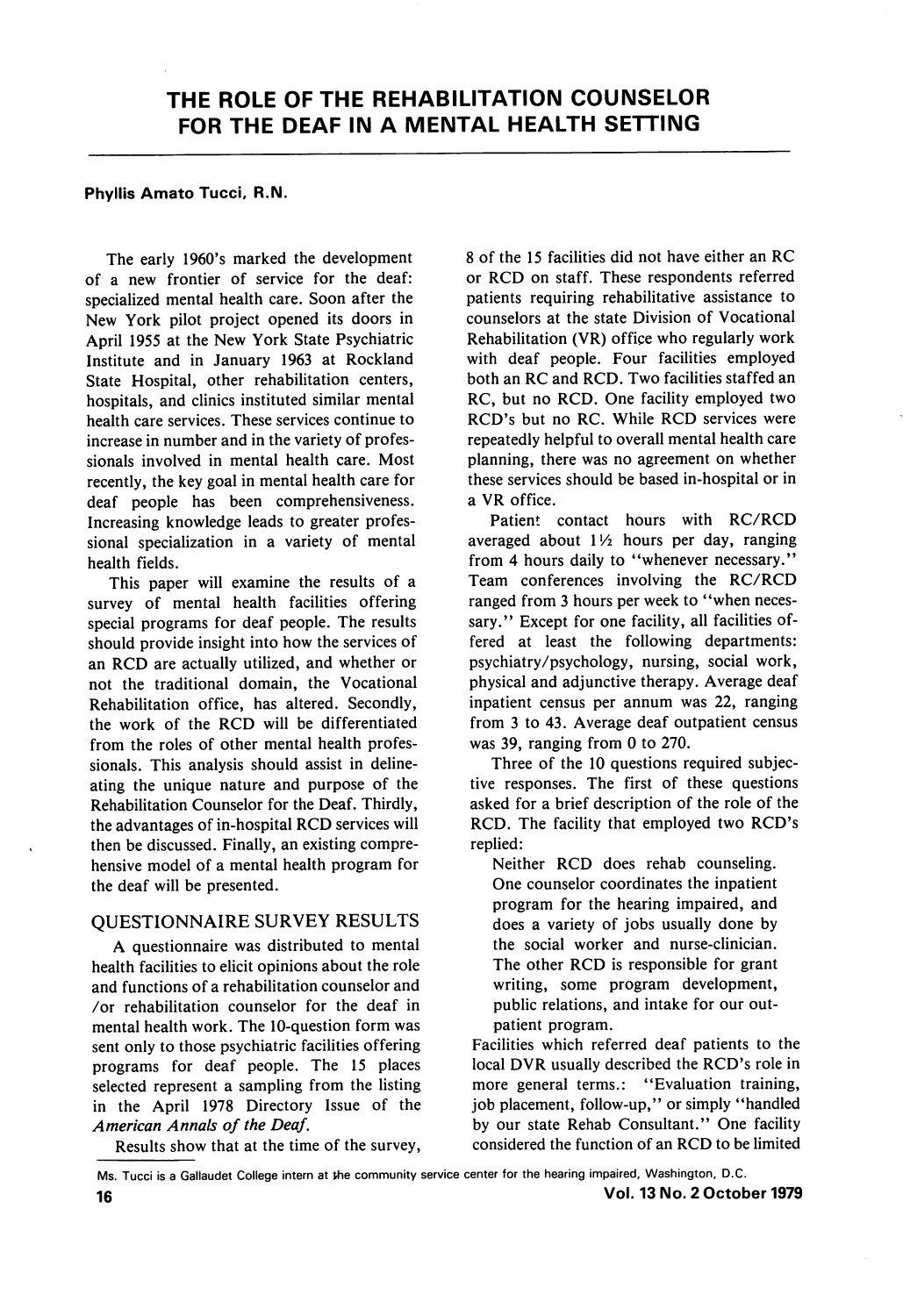# THE ROLE OF THE REHABILITATION COUNSELOR FOR THE DEAF IN A MENTAL HEALTH SETTING

**Phyllis Amato Tucci, R.N.**

The early 1960's marked the development of a new frontier of service for the deaf: specialized mental health care. Soon after the New York pilot project opened its doors in April 1955 at the New York State Psychiatric Institute and in January 1963 at Rockland State Hospital, other rehabilitation centers, hospitals, and clinics instituted similar mental health care services. These services continue to increase in number and in the variety of professionals involved in mental health care. Most recently, the key goal in mental health care for deaf people has been comprehensiveness. Increasing knowledge leads to greater professional specialization in a variety of mental health fields.

This paper will examine the results of a survey of mental health facilities offering special programs for deaf people. The results should provide insight into how the services of an RCD are actually utilized, and whether or not the traditional domain, the Vocational Rehabilitation office, has altered. Secondly, the work of the RCD will be differentiated from the roles of other mental health professionals. This analysis should assist in delineating the unique nature and purpose of the Rehabilitation Counselor for the Deaf. Thirdly, the advantages of in-hospital RCD services will then be discussed. Finally, an existing comprehensive model of a mental health program for the deaf will be presented.

## QUESTIONNAIRE SURVEY RESULTS

A questionnaire was distributed to mental health facilities to elicit opinions about the role and functions of a rehabilitation counselor and /or rehabilitation counselor for the deaf in mental health work. The 10-question form was sent only to those psychiatric facilities offering programs for deaf people. The 15 places selected represent a sampling from the listing in the April 1978 Directory Issue of the *American Annals of the Deaf*.

Results show that at the time of the survey, 8 of the 15 facilities did not have either an RC or RCD on staff. These respondents referred patients requiring rehabilitative assistance to counselors at the state Division of Vocational Rehabilitation (VR) office who regularly work with deaf people. Four facilities employed both an RC and RCD. Two facilities staffed an RC, but no RCD. One facility employed two RCD's but no RC. While RCD services were repeatedly helpful to overall mental health care planning, there was no agreement on whether these services should be based in-hospital or in a VR office.

Patient contact hours with RC/RCD averaged about 1½ hours per day, ranging from 4 hours daily to "whenever necessary." Team conferences involving the RC/RCD ranged from 3 hours per week to "when necessary." Except for one facility, all facilities offered at least the following departments: psychiatry/psychology, nursing, social work, physical and adjunctive therapy. Average deaf inpatient census per annum was 22, ranging from 3 to 43. Average deaf outpatient census was 39, ranging from 0 to 270.

Three of the 10 questions required subjective responses. The first of these questions asked for a brief description of the role of the RCD. The facility that employed two RCD's replied:

> Neither RCD does rehab counseling. One counselor coordinates the inpatient program for the hearing impaired, and does a variety of jobs usually done by the social worker and nurse-clinician. The other RCD is responsible for grant writing, some program development, public relations, and intake for our outpatient program.

Facilities which referred deaf patients to the local DVR usually described the RCD's role in more general terms.: "Evaluation training, job placement, follow-up," or simply "handled by our state Rehab Consultant." One facility considered the function of an RCD to be limited

Ms. Tucci is a Gallaudet College intern at the community service center for the hearing impaired, Washington, D.C.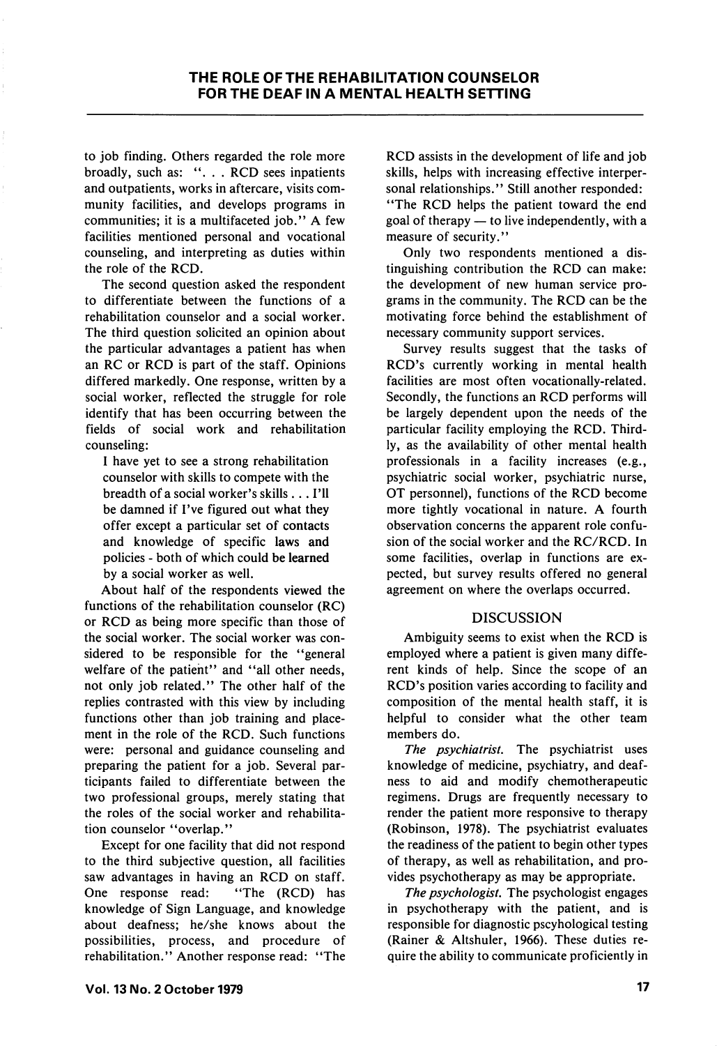to job finding. Others regarded the role more broadly, such as: ". . . RCD sees inpatients and outpatients, works in aftercare, visits community facilities, and develops programs in communities; it is a multifaceted job." A few facilities mentioned personal and vocational counseling, and interpreting as duties within the role of the RCD.

The second question asked the respondent to differentiate between the functions of a rehabilitation counselor and a social worker. The third question solicited an opinion about the particular advantages a patient has when an RC or RCD is part of the staff. Opinions differed markedly. One response, written by a social worker, reflected the struggle for role identify that has been occurring between the fields of social work and rehabilitation counseling:

> I have yet to see a strong rehabilitation counselor with skills to compete with the breadth of a social worker's skills . . . I'll be damned if I've figured out what they offer except a particular set of contacts and knowledge of specific laws and policies - both of which could be learned by a social worker as well.

About half of the respondents viewed the functions of the rehabilitation counselor (RC) or RCD as being more specific than those of the social worker. The social worker was considered to be responsible for the "general welfare of the patient" and "all other needs, not only job related." The other half of the replies contrasted with this view by including functions other than job training and placement in the role of the RCD. Such functions were: personal and guidance counseling and preparing the patient for a job. Several participants failed to differentiate between the two professional groups, merely stating that the roles of the social worker and rehabilitation counselor "overlap."

Except for one facility that did not respond to the third subjective question, all facilities saw advantages in having an RCD on staff. One response read: "The (RCD) has knowledge of Sign Language, and knowledge about deafness; he/she knows about the possibilities, process, and procedure of rehabilitation." Another response read: "The RCD assists in the development of life and job skills, helps with increasing effective interpersonal relationships." Still another responded: "The RCD helps the patient toward the end goal of therapy — to live independently, with a measure of security."

Only two respondents mentioned a distinguishing contribution the RCD can make: the development of new human service programs in the community. The RCD can be the motivating force behind the establishment of necessary community support services.

Survey results suggest that the tasks of RCD's currently working in mental health facilities are most often vocationally-related. Secondly, the functions an RCD performs will be largely dependent upon the needs of the particular facility employing the RCD. Thirdly, as the availability of other mental health professionals in a facility increases (e.g., psychiatric social worker, psychiatric nurse, OT personnel), functions of the RCD become more tightly vocational in nature. A fourth observation concerns the apparent role confusion of the social worker and the RC/RCD. In some facilities, overlap in functions are expected, but survey results offered no general agreement on where the overlaps occurred.

## DISCUSSION

Ambiguity seems to exist when the RCD is employed where a patient is given many different kinds of help. Since the scope of an RCD's position varies according to facility and composition of the mental health staff, it is helpful to consider what the other team members do.

*The psychiatrist.* The psychiatrist uses knowledge of medicine, psychiatry, and deafness to aid and modify chemotherapeutic regimens. Drugs are frequently necessary to render the patient more responsive to therapy (Robinson, 1978). The psychiatrist evaluates the readiness of the patient to begin other types of therapy, as well as rehabilitation, and provides psychotherapy as may be appropriate.

*The psychologist.* The psychologist engages in psychotherapy with the patient, and is responsible for diagnostic pscyhological testing (Rainer & Altshuler, 1966). These duties require the ability to communicate proficiently in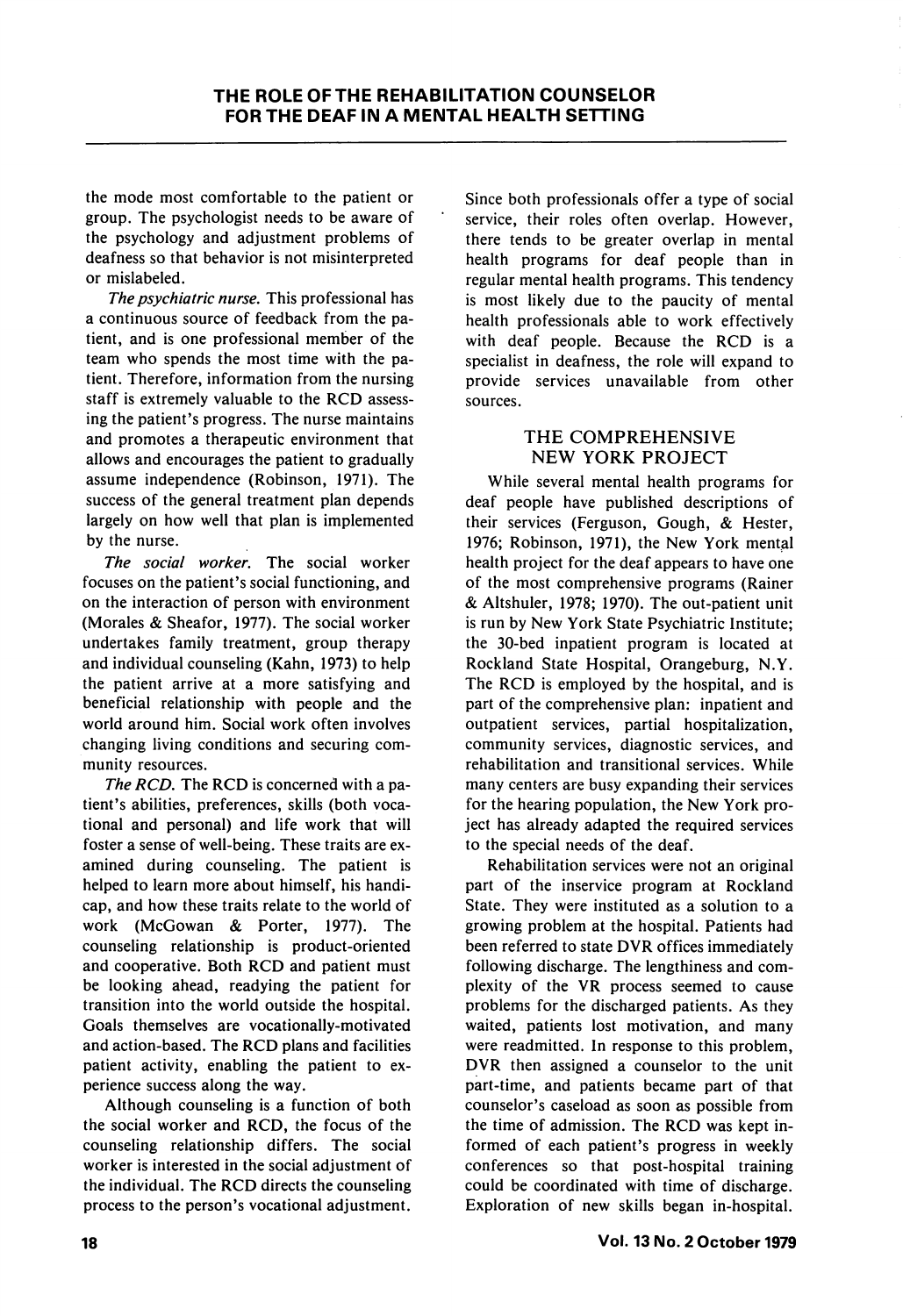the mode most comfortable to the patient or group. The psychologist needs to be aware of the psychology and adjustment problems of deafness so that behavior is not misinterpreted or mislabeled.

*The psychiatric nurse.* This professional has a continuous source of feedback from the patient, and is one professional member of the team who spends the most time with the patient. Therefore, information from the nursing staff is extremely valuable to the RCD assessing the patient's progress. The nurse maintains and promotes a therapeutic environment that allows and encourages the patient to gradually assume independence (Robinson, 1971). The success of the general treatment plan depends largely on how well that plan is implemented by the nurse.

*The social worker.* The social worker focuses on the patient's social functioning, and on the interaction of person with environment (Morales & Sheafor, 1977). The social worker undertakes family treatment, group therapy and individual counseling (Kahn, 1973) to help the patient arrive at a more satisfying and beneficial relationship with people and the world around him. Social work often involves changing living conditions and securing community resources.

*The RCD.* The RCD is concerned with a patient's abilities, preferences, skills (both vocational and personal) and life work that will foster a sense of well-being. These traits are examined during counseling. The patient is helped to learn more about himself, his handicap, and how these traits relate to the world of work (McGowan & Porter, 1977). The counseling relationship is product-oriented and cooperative. Both RCD and patient must be looking ahead, readying the patient for transition into the world outside the hospital. Goals themselves are vocationally-motivated and action-based. The RCD plans and facilities patient activity, enabling the patient to experience success along the way.

Although counseling is a function of both the social worker and RCD, the focus of the counseling relationship differs. The social worker is interested in the social adjustment of the individual. The RCD directs the counseling process to the person's vocational adjustment. Since both professionals offer a type of social service, their roles often overlap. However, there tends to be greater overlap in mental health programs for deaf people than in regular mental health programs. This tendency is most likely due to the paucity of mental health professionals able to work effectively with deaf people. Because the RCD is a specialist in deafness, the role will expand to provide services unavailable from other sources.

## THE COMPREHENSIVE NEW YORK PROJECT

While several mental health programs for deaf people have published descriptions of their services (Ferguson, Gough, & Hester, 1976; Robinson, 1971), the New York mental health project for the deaf appears to have one of the most comprehensive programs (Rainer & Altshuler, 1978; 1970). The out-patient unit is run by New York State Psychiatric Institute; the 30-bed inpatient program is located at Rockland State Hospital, Orangeburg, N.Y. The RCD is employed by the hospital, and is part of the comprehensive plan: inpatient and outpatient services, partial hospitalization, community services, diagnostic services, and rehabilitation and transitional services. While many centers are busy expanding their services for the hearing population, the New York project has already adapted the required services to the special needs of the deaf.

Rehabilitation services were not an original part of the inservice program at Rockland State. They were instituted as a solution to a growing problem at the hospital. Patients had been referred to state DVR offices immediately following discharge. The lengthiness and complexity of the VR process seemed to cause problems for the discharged patients. As they waited, patients lost motivation, and many were readmitted. In response to this problem, DVR then assigned a counselor to the unit part-time, and patients became part of that counselor's caseload as soon as possible from the time of admission. The RCD was kept informed of each patient's progress in weekly conferences so that post-hospital training could be coordinated with time of discharge. Exploration of new skills began in-hospital.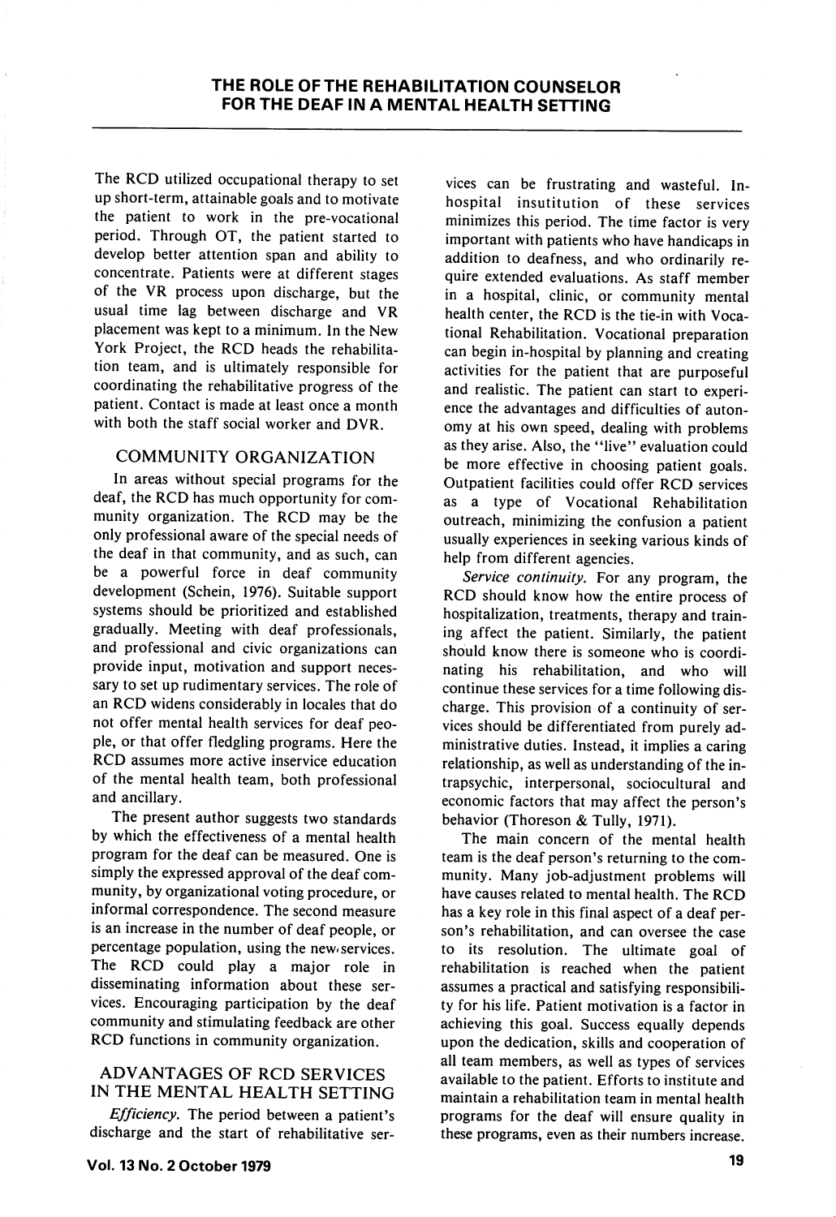The RCD utilized occupational therapy to set up short-term, attainable goals and to motivate the patient to work in the pre-vocational period. Through OT, the patient started to develop better attention span and ability to concentrate. Patients were at different stages of the VR process upon discharge, but the usual time lag between discharge and VR placement was kept to a minimum. In the New York Project, the RCD heads the rehabilitation team, and is ultimately responsible for coordinating the rehabilitative progress of the patient. Contact is made at least once a month with both the staff social worker and DVR.

## COMMUNITY ORGANIZATION

In areas without special programs for the deaf, the RCD has much opportunity for community organization. The RCD may be the only professional aware of the special needs of the deaf in that community, and as such, can be a powerful force in deaf community development (Schein, 1976). Suitable support systems should be prioritized and established gradually. Meeting with deaf professionals, and professional and civic organizations can provide input, motivation and support necessary to set up rudimentary services. The role of an RCD widens considerably in locales that do not offer mental health services for deaf people, or that offer fledgling programs. Here the RCD assumes more active inservice education of the mental health team, both professional and ancillary.

The present author suggests two standards by which the effectiveness of a mental health program for the deaf can be measured. One is simply the expressed approval of the deaf community, by organizational voting procedure, or informal correspondence. The second measure is an increase in the number of deaf people, or percentage population, using the new services. The RCD could play a major role in disseminating information about these services. Encouraging participation by the deaf community and stimulating feedback are other RCD functions in community organization.

## ADVANTAGES OF RCD SERVICES IN THE MENTAL HEALTH SETTING

*Efficiency.* The period between a patient's discharge and the start of rehabilitative services can be frustrating and wasteful. In-hospital insutitution of these services minimizes this period. The time factor is very important with patients who have handicaps in addition to deafness, and who ordinarily require extended evaluations. As staff member in a hospital, clinic, or community mental health center, the RCD is the tie-in with Vocational Rehabilitation. Vocational preparation can begin in-hospital by planning and creating activities for the patient that are purposeful and realistic. The patient can start to experience the advantages and difficulties of autonomy at his own speed, dealing with problems as they arise. Also, the "live" evaluation could be more effective in choosing patient goals. Outpatient facilities could offer RCD services as a type of Vocational Rehabilitation outreach, minimizing the confusion a patient usually experiences in seeking various kinds of help from different agencies.

*Service continuity.* For any program, the RCD should know how the entire process of hospitalization, treatments, therapy and training affect the patient. Similarly, the patient should know there is someone who is coordinating his rehabilitation, and who will continue these services for a time following discharge. This provision of a continuity of services should be differentiated from purely administrative duties. Instead, it implies a caring relationship, as well as understanding of the intrapsychic, interpersonal, sociocultural and economic factors that may affect the person's behavior (Thoreson & Tully, 1971).

The main concern of the mental health team is the deaf person's returning to the community. Many job-adjustment problems will have causes related to mental health. The RCD has a key role in this final aspect of a deaf person's rehabilitation, and can oversee the case to its resolution. The ultimate goal of rehabilitation is reached when the patient assumes a practical and satisfying responsibility for his life. Patient motivation is a factor in achieving this goal. Success equally depends upon the dedication, skills and cooperation of all team members, as well as types of services available to the patient. Efforts to institute and maintain a rehabilitation team in mental health programs for the deaf will ensure quality in these programs, even as their numbers increase.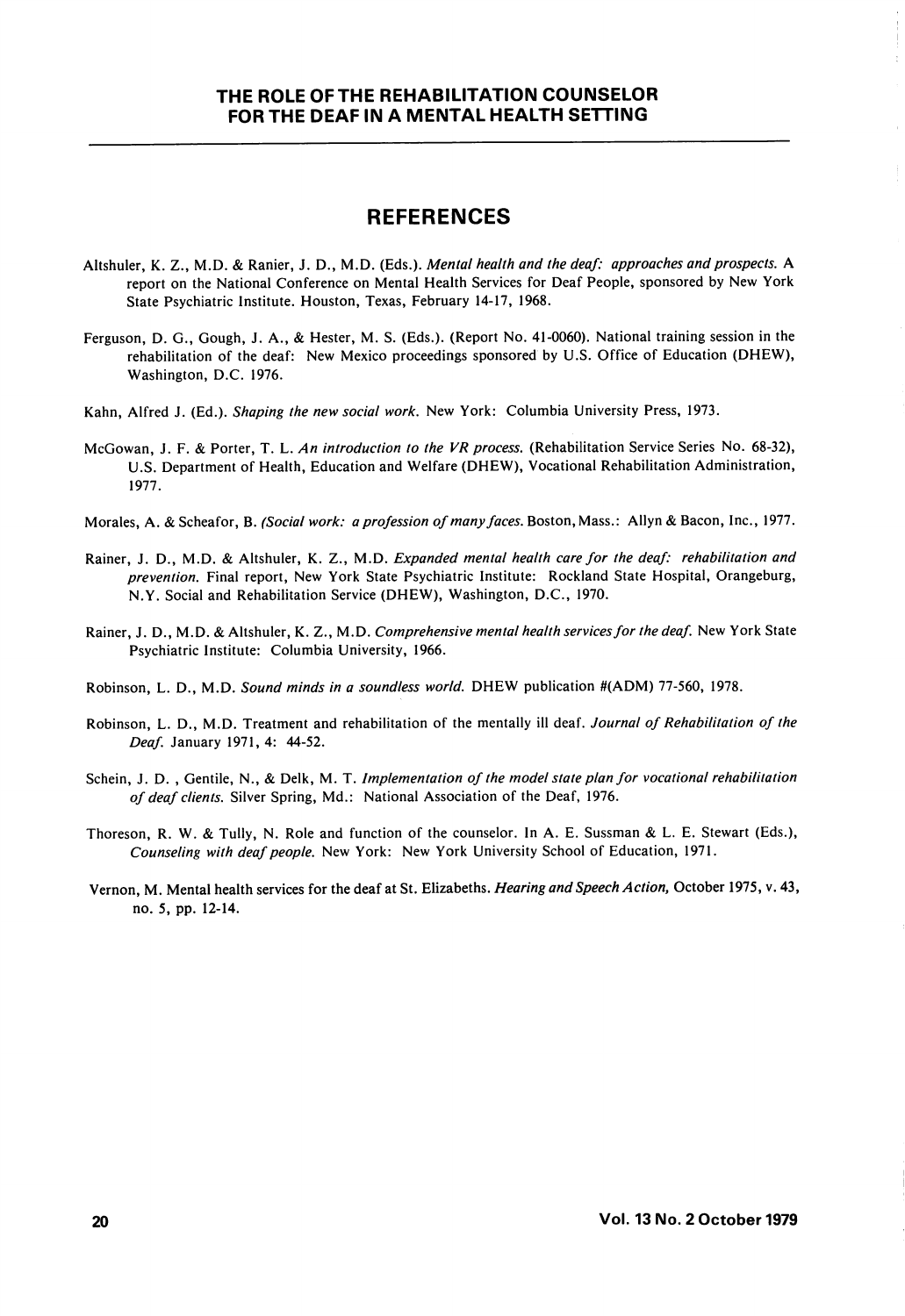## REFERENCES

Altshuler, K. Z., M.D. & Ranier, J. D., M.D. (Eds.). *Mental health and the deaf: approaches and prospects.* A report on the National Conference on Mental Health Services for Deaf People, sponsored by New York State Psychiatric Institute. Houston, Texas, February 14-17, 1968.

Ferguson, D. G., Gough, J. A., & Hester, M. S. (Eds.). (Report No. 41-0060). National training session in the rehabilitation of the deaf: New Mexico proceedings sponsored by U.S. Office of Education (DHEW), Washington, D.C. 1976.

Kahn, Alfred J. (Ed.). *Shaping the new social work.* New York: Columbia University Press, 1973.

McGowan, J. F. & Porter, T. L. *An introduction to the VR process.* (Rehabilitation Service Series No. 68-32), U.S. Department of Health, Education and Welfare (DHEW), Vocational Rehabilitation Administration, 1977.

Morales, A. & Scheafor, B. *(Social work: a profession of many faces.* Boston, Mass.: Allyn & Bacon, Inc., 1977.

Rainer, J. D., M.D. & Altshuler, K. Z., M.D. *Expanded mental health care for the deaf: rehabilitation and prevention.* Final report, New York State Psychiatric Institute: Rockland State Hospital, Orangeburg, N.Y. Social and Rehabilitation Service (DHEW), Washington, D.C., 1970.

Rainer, J. D., M.D. & Altshuler, K. Z., M.D. *Comprehensive mental health services for the deaf.* New York State Psychiatric Institute: Columbia University, 1966.

Robinson, L. D., M.D. *Sound minds in a soundless world.* DHEW publication #(ADM) 77-560, 1978.

Robinson, L. D., M.D. Treatment and rehabilitation of the mentally ill deaf. *Journal of Rehabilitation of the Deaf.* January 1971, 4: 44-52.

Schein, J. D. , Gentile, N., & Delk, M. T. *Implementation of the model state plan for vocational rehabilitation of deaf clients.* Silver Spring, Md.: National Association of the Deaf, 1976.

Thoreson, R. W. & Tully, N. Role and function of the counselor. In A. E. Sussman & L. E. Stewart (Eds.), *Counseling with deaf people.* New York: New York University School of Education, 1971.

Vernon, M. Mental health services for the deaf at St. Elizabeths. *Hearing and Speech Action,* October 1975, v. 43, no. 5, pp. 12-14.